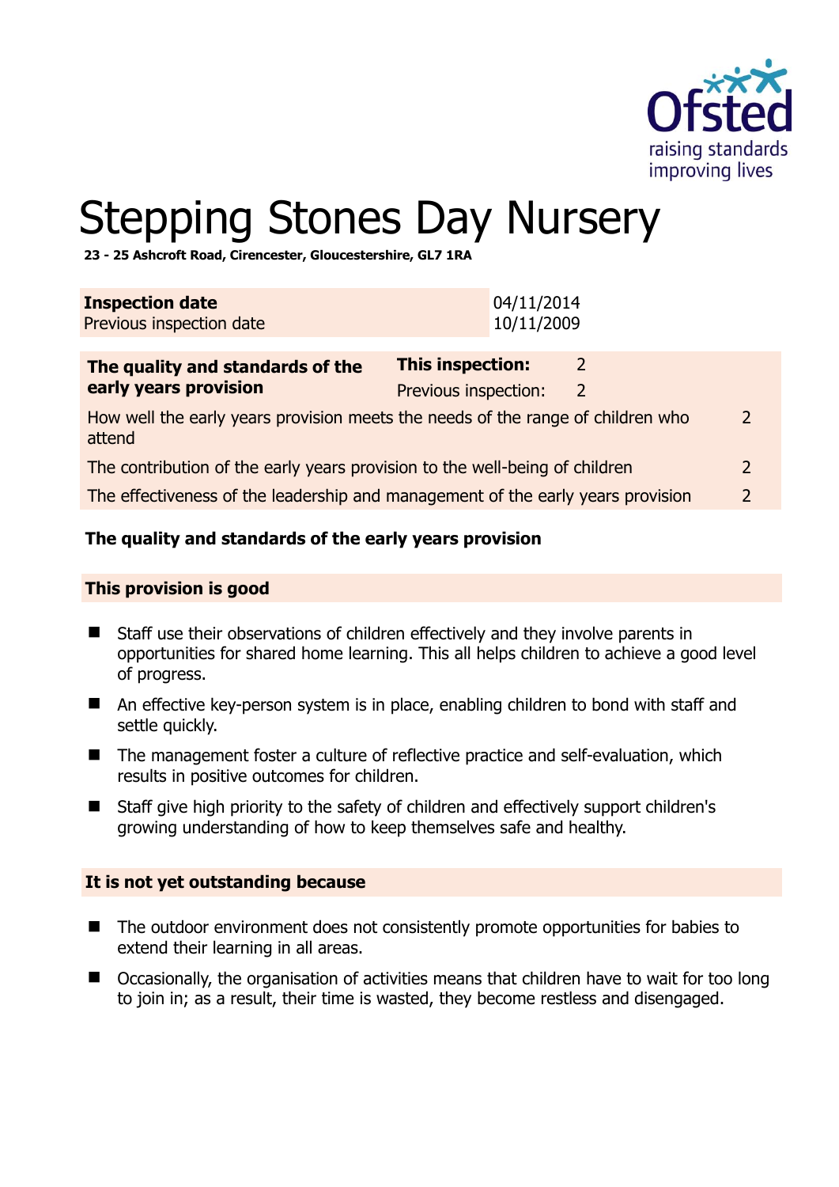# Stepping Stones Day Nursery

**23 - 25 Ashcroft Road, Cirencester, Gloucestershire, GL7 1RA**

| **Inspection date** | 04/11/2014 |
|---|---|
| Previous inspection date | 10/11/2009 |

| **The quality and standards of the early years provision** | **This inspection:** | 2 |
|---|---|---|
| | Previous inspection: | 2 |
| How well the early years provision meets the needs of the range of children who attend | | 2 |
| The contribution of the early years provision to the well-being of children | | 2 |
| The effectiveness of the leadership and management of the early years provision | | 2 |

### The quality and standards of the early years provision

**This provision is good**

- Staff use their observations of children effectively and they involve parents in opportunities for shared home learning. This all helps children to achieve a good level of progress.
- An effective key-person system is in place, enabling children to bond with staff and settle quickly.
- The management foster a culture of reflective practice and self-evaluation, which results in positive outcomes for children.
- Staff give high priority to the safety of children and effectively support children's growing understanding of how to keep themselves safe and healthy.

**It is not yet outstanding because**

- The outdoor environment does not consistently promote opportunities for babies to extend their learning in all areas.
- Occasionally, the organisation of activities means that children have to wait for too long to join in; as a result, their time is wasted, they become restless and disengaged.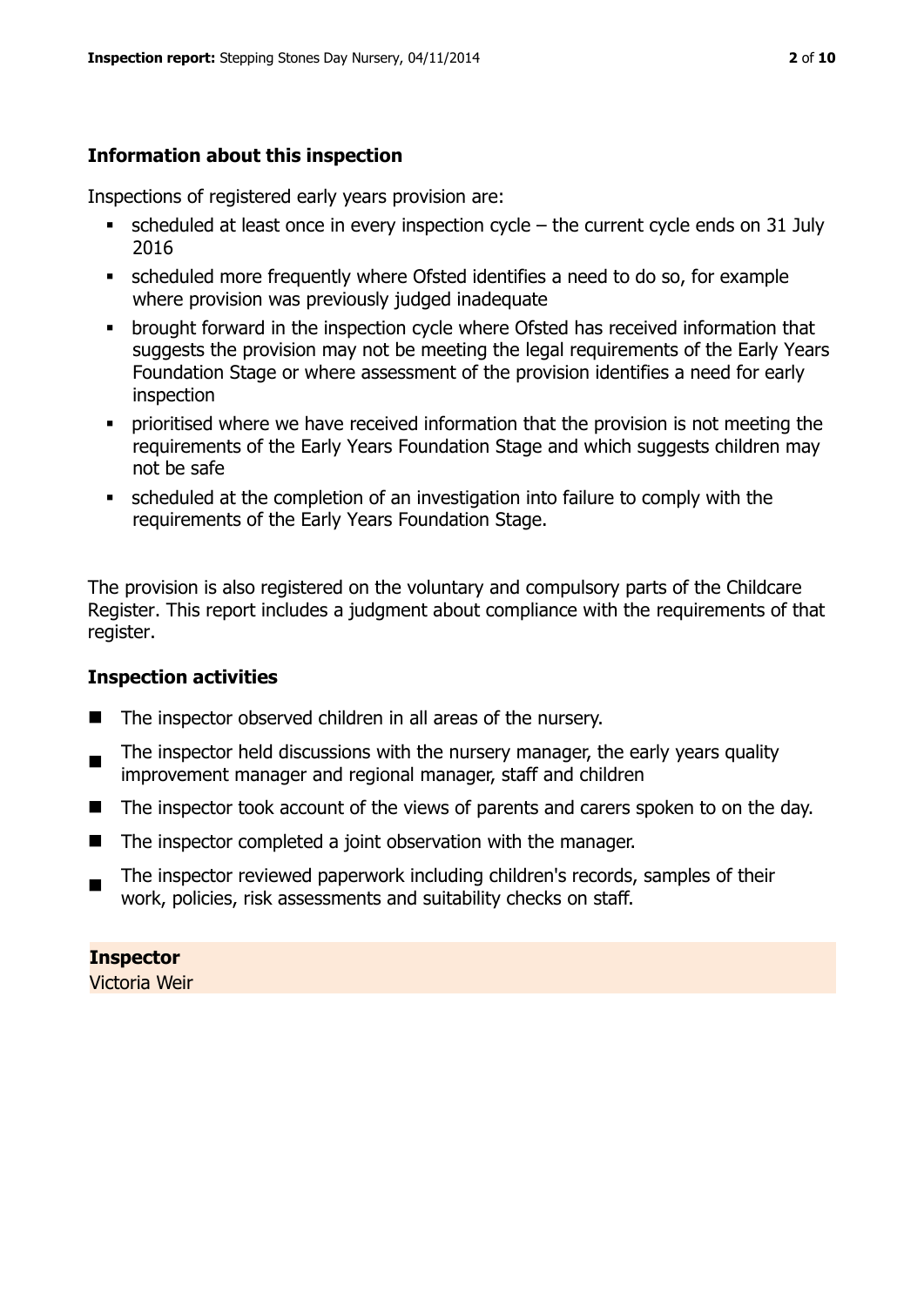## Information about this inspection

Inspections of registered early years provision are:

- scheduled at least once in every inspection cycle – the current cycle ends on 31 July 2016
- scheduled more frequently where Ofsted identifies a need to do so, for example where provision was previously judged inadequate
- brought forward in the inspection cycle where Ofsted has received information that suggests the provision may not be meeting the legal requirements of the Early Years Foundation Stage or where assessment of the provision identifies a need for early inspection
- prioritised where we have received information that the provision is not meeting the requirements of the Early Years Foundation Stage and which suggests children may not be safe
- scheduled at the completion of an investigation into failure to comply with the requirements of the Early Years Foundation Stage.

The provision is also registered on the voluntary and compulsory parts of the Childcare Register. This report includes a judgment about compliance with the requirements of that register.

## Inspection activities

- The inspector observed children in all areas of the nursery.
- The inspector held discussions with the nursery manager, the early years quality improvement manager and regional manager, staff and children
- The inspector took account of the views of parents and carers spoken to on the day.
- The inspector completed a joint observation with the manager.
- The inspector reviewed paperwork including children's records, samples of their work, policies, risk assessments and suitability checks on staff.

**Inspector**
Victoria Weir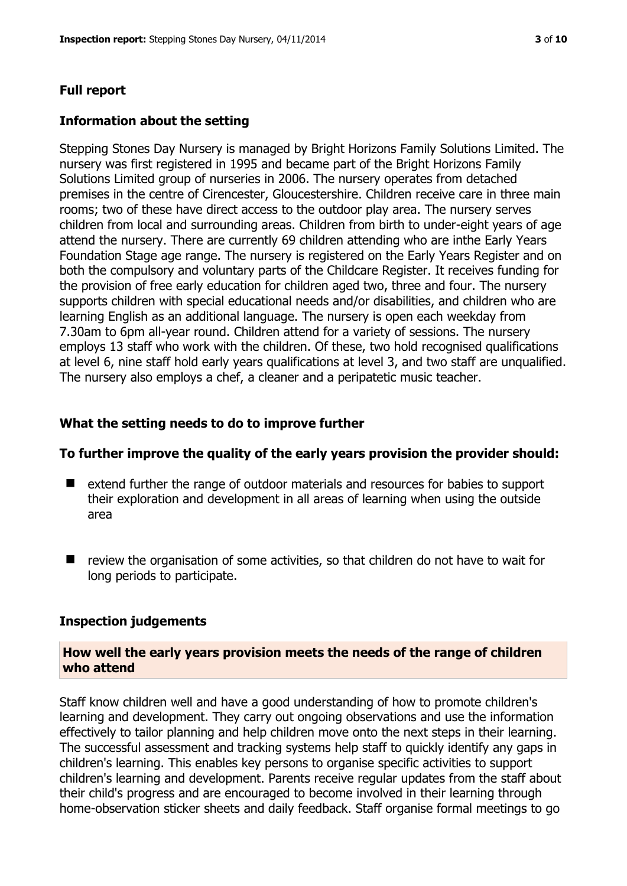## Full report

### Information about the setting

Stepping Stones Day Nursery is managed by Bright Horizons Family Solutions Limited. The nursery was first registered in 1995 and became part of the Bright Horizons Family Solutions Limited group of nurseries in 2006. The nursery operates from detached premises in the centre of Cirencester, Gloucestershire. Children receive care in three main rooms; two of these have direct access to the outdoor play area. The nursery serves children from local and surrounding areas. Children from birth to under-eight years of age attend the nursery. There are currently 69 children attending who are inthe Early Years Foundation Stage age range. The nursery is registered on the Early Years Register and on both the compulsory and voluntary parts of the Childcare Register. It receives funding for the provision of free early education for children aged two, three and four. The nursery supports children with special educational needs and/or disabilities, and children who are learning English as an additional language. The nursery is open each weekday from 7.30am to 6pm all-year round. Children attend for a variety of sessions. The nursery employs 13 staff who work with the children. Of these, two hold recognised qualifications at level 6, nine staff hold early years qualifications at level 3, and two staff are unqualified. The nursery also employs a chef, a cleaner and a peripatetic music teacher.

### What the setting needs to do to improve further

#### To further improve the quality of the early years provision the provider should:

- extend further the range of outdoor materials and resources for babies to support their exploration and development in all areas of learning when using the outside area
- review the organisation of some activities, so that children do not have to wait for long periods to participate.

### Inspection judgements

#### How well the early years provision meets the needs of the range of children who attend

Staff know children well and have a good understanding of how to promote children's learning and development. They carry out ongoing observations and use the information effectively to tailor planning and help children move onto the next steps in their learning. The successful assessment and tracking systems help staff to quickly identify any gaps in children's learning. This enables key persons to organise specific activities to support children's learning and development. Parents receive regular updates from the staff about their child's progress and are encouraged to become involved in their learning through home-observation sticker sheets and daily feedback. Staff organise formal meetings to go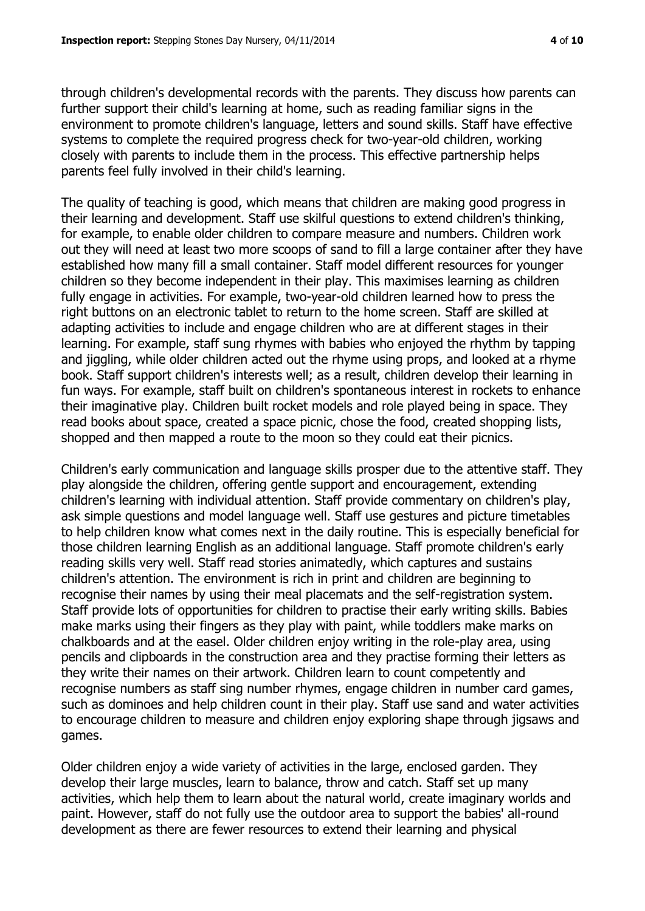through children's developmental records with the parents. They discuss how parents can further support their child's learning at home, such as reading familiar signs in the environment to promote children's language, letters and sound skills. Staff have effective systems to complete the required progress check for two-year-old children, working closely with parents to include them in the process. This effective partnership helps parents feel fully involved in their child's learning.

The quality of teaching is good, which means that children are making good progress in their learning and development. Staff use skilful questions to extend children's thinking, for example, to enable older children to compare measure and numbers. Children work out they will need at least two more scoops of sand to fill a large container after they have established how many fill a small container. Staff model different resources for younger children so they become independent in their play. This maximises learning as children fully engage in activities. For example, two-year-old children learned how to press the right buttons on an electronic tablet to return to the home screen. Staff are skilled at adapting activities to include and engage children who are at different stages in their learning. For example, staff sung rhymes with babies who enjoyed the rhythm by tapping and jiggling, while older children acted out the rhyme using props, and looked at a rhyme book. Staff support children's interests well; as a result, children develop their learning in fun ways. For example, staff built on children's spontaneous interest in rockets to enhance their imaginative play. Children built rocket models and role played being in space. They read books about space, created a space picnic, chose the food, created shopping lists, shopped and then mapped a route to the moon so they could eat their picnics.

Children's early communication and language skills prosper due to the attentive staff. They play alongside the children, offering gentle support and encouragement, extending children's learning with individual attention. Staff provide commentary on children's play, ask simple questions and model language well. Staff use gestures and picture timetables to help children know what comes next in the daily routine. This is especially beneficial for those children learning English as an additional language. Staff promote children's early reading skills very well. Staff read stories animatedly, which captures and sustains children's attention. The environment is rich in print and children are beginning to recognise their names by using their meal placemats and the self-registration system. Staff provide lots of opportunities for children to practise their early writing skills. Babies make marks using their fingers as they play with paint, while toddlers make marks on chalkboards and at the easel. Older children enjoy writing in the role-play area, using pencils and clipboards in the construction area and they practise forming their letters as they write their names on their artwork. Children learn to count competently and recognise numbers as staff sing number rhymes, engage children in number card games, such as dominoes and help children count in their play. Staff use sand and water activities to encourage children to measure and children enjoy exploring shape through jigsaws and games.

Older children enjoy a wide variety of activities in the large, enclosed garden. They develop their large muscles, learn to balance, throw and catch. Staff set up many activities, which help them to learn about the natural world, create imaginary worlds and paint. However, staff do not fully use the outdoor area to support the babies' all-round development as there are fewer resources to extend their learning and physical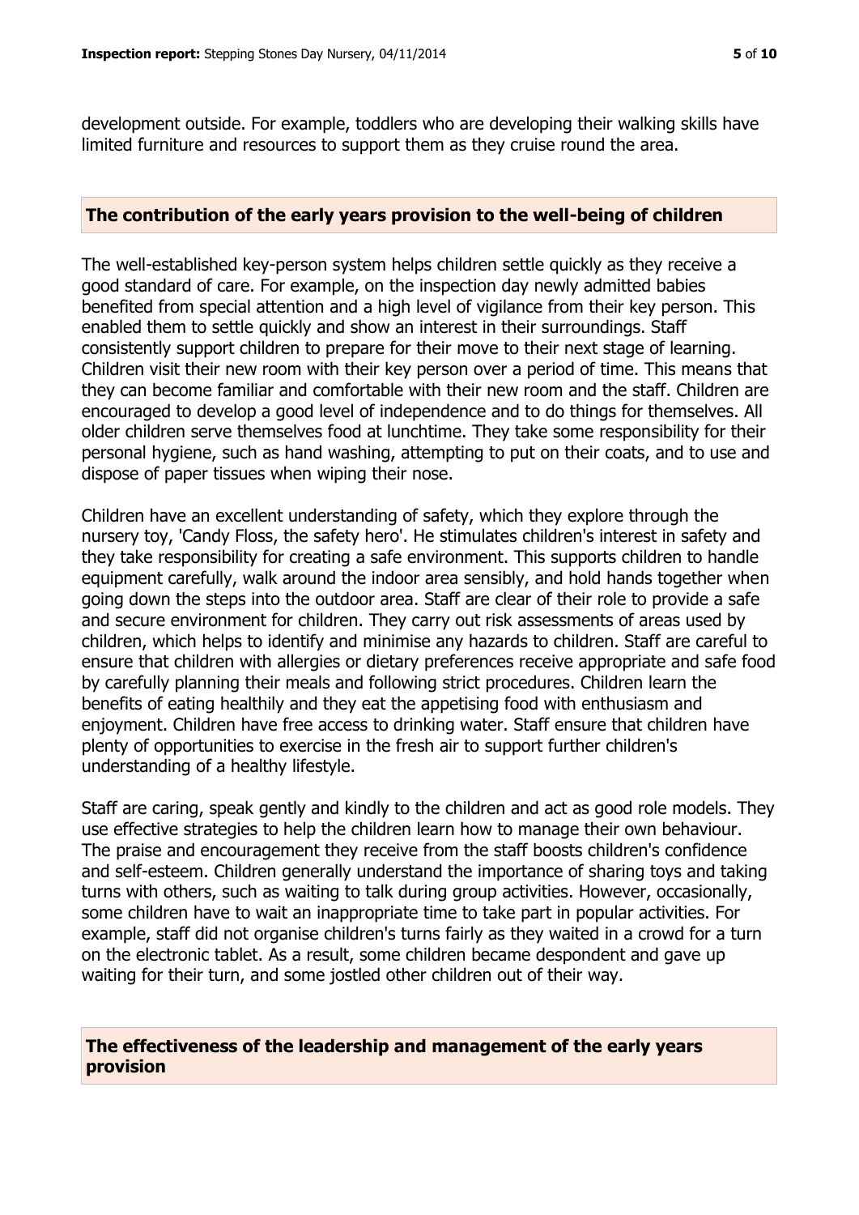development outside. For example, toddlers who are developing their walking skills have limited furniture and resources to support them as they cruise round the area.

## The contribution of the early years provision to the well-being of children

The well-established key-person system helps children settle quickly as they receive a good standard of care. For example, on the inspection day newly admitted babies benefited from special attention and a high level of vigilance from their key person. This enabled them to settle quickly and show an interest in their surroundings. Staff consistently support children to prepare for their move to their next stage of learning. Children visit their new room with their key person over a period of time. This means that they can become familiar and comfortable with their new room and the staff. Children are encouraged to develop a good level of independence and to do things for themselves. All older children serve themselves food at lunchtime. They take some responsibility for their personal hygiene, such as hand washing, attempting to put on their coats, and to use and dispose of paper tissues when wiping their nose.

Children have an excellent understanding of safety, which they explore through the nursery toy, 'Candy Floss, the safety hero'. He stimulates children's interest in safety and they take responsibility for creating a safe environment. This supports children to handle equipment carefully, walk around the indoor area sensibly, and hold hands together when going down the steps into the outdoor area. Staff are clear of their role to provide a safe and secure environment for children. They carry out risk assessments of areas used by children, which helps to identify and minimise any hazards to children. Staff are careful to ensure that children with allergies or dietary preferences receive appropriate and safe food by carefully planning their meals and following strict procedures. Children learn the benefits of eating healthily and they eat the appetising food with enthusiasm and enjoyment. Children have free access to drinking water. Staff ensure that children have plenty of opportunities to exercise in the fresh air to support further children's understanding of a healthy lifestyle.

Staff are caring, speak gently and kindly to the children and act as good role models. They use effective strategies to help the children learn how to manage their own behaviour. The praise and encouragement they receive from the staff boosts children's confidence and self-esteem. Children generally understand the importance of sharing toys and taking turns with others, such as waiting to talk during group activities. However, occasionally, some children have to wait an inappropriate time to take part in popular activities. For example, staff did not organise children's turns fairly as they waited in a crowd for a turn on the electronic tablet. As a result, some children became despondent and gave up waiting for their turn, and some jostled other children out of their way.

## The effectiveness of the leadership and management of the early years provision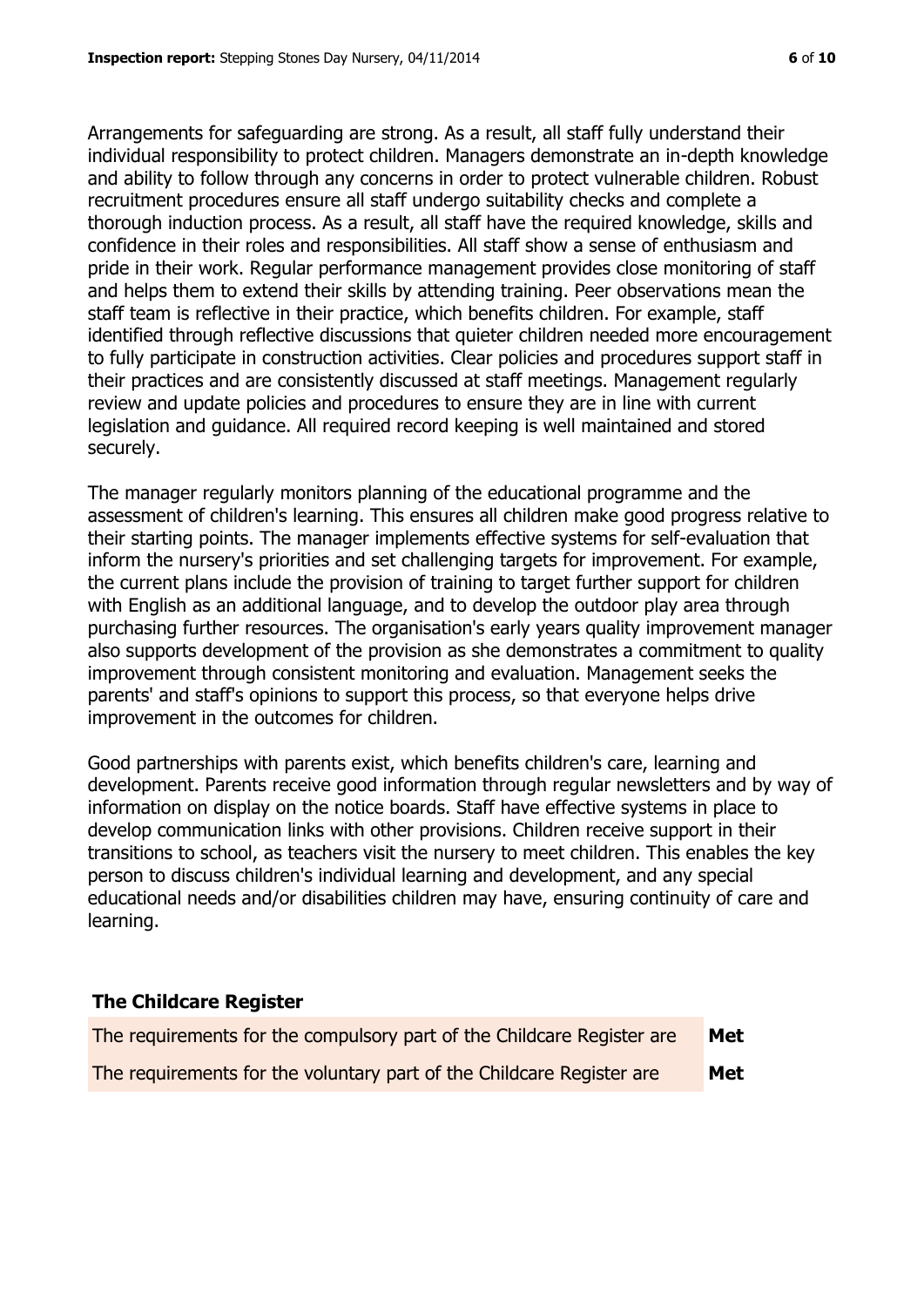Arrangements for safeguarding are strong. As a result, all staff fully understand their individual responsibility to protect children. Managers demonstrate an in-depth knowledge and ability to follow through any concerns in order to protect vulnerable children. Robust recruitment procedures ensure all staff undergo suitability checks and complete a thorough induction process. As a result, all staff have the required knowledge, skills and confidence in their roles and responsibilities. All staff show a sense of enthusiasm and pride in their work. Regular performance management provides close monitoring of staff and helps them to extend their skills by attending training. Peer observations mean the staff team is reflective in their practice, which benefits children. For example, staff identified through reflective discussions that quieter children needed more encouragement to fully participate in construction activities. Clear policies and procedures support staff in their practices and are consistently discussed at staff meetings. Management regularly review and update policies and procedures to ensure they are in line with current legislation and guidance. All required record keeping is well maintained and stored securely.

The manager regularly monitors planning of the educational programme and the assessment of children's learning. This ensures all children make good progress relative to their starting points. The manager implements effective systems for self-evaluation that inform the nursery's priorities and set challenging targets for improvement. For example, the current plans include the provision of training to target further support for children with English as an additional language, and to develop the outdoor play area through purchasing further resources. The organisation's early years quality improvement manager also supports development of the provision as she demonstrates a commitment to quality improvement through consistent monitoring and evaluation. Management seeks the parents' and staff's opinions to support this process, so that everyone helps drive improvement in the outcomes for children.

Good partnerships with parents exist, which benefits children's care, learning and development. Parents receive good information through regular newsletters and by way of information on display on the notice boards. Staff have effective systems in place to develop communication links with other provisions. Children receive support in their transitions to school, as teachers visit the nursery to meet children. This enables the key person to discuss children's individual learning and development, and any special educational needs and/or disabilities children may have, ensuring continuity of care and learning.

## The Childcare Register

| | |
|---|---|
| The requirements for the compulsory part of the Childcare Register are | **Met** |
| The requirements for the voluntary part of the Childcare Register are | **Met** |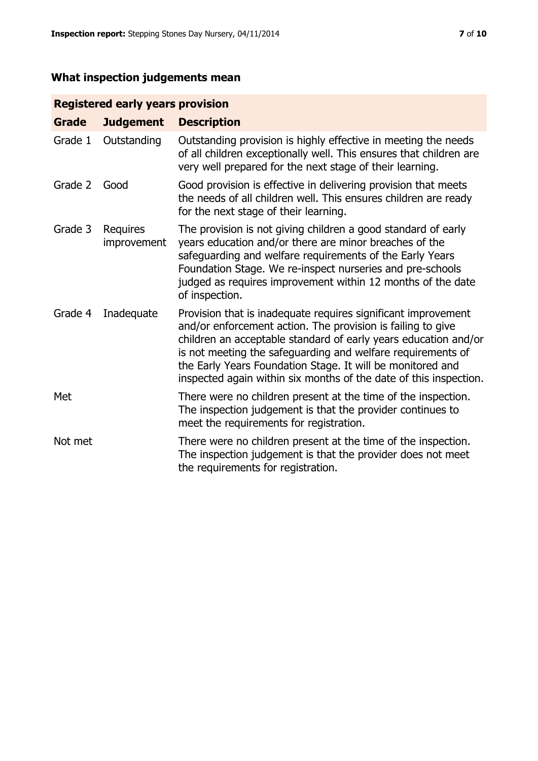## What inspection judgements mean

| Registered early years provision | | |
|---|---|---|
| **Grade** | **Judgement** | **Description** |
| Grade 1 | Outstanding | Outstanding provision is highly effective in meeting the needs of all children exceptionally well. This ensures that children are very well prepared for the next stage of their learning. |
| Grade 2 | Good | Good provision is effective in delivering provision that meets the needs of all children well. This ensures children are ready for the next stage of their learning. |
| Grade 3 | Requires improvement | The provision is not giving children a good standard of early years education and/or there are minor breaches of the safeguarding and welfare requirements of the Early Years Foundation Stage. We re-inspect nurseries and pre-schools judged as requires improvement within 12 months of the date of inspection. |
| Grade 4 | Inadequate | Provision that is inadequate requires significant improvement and/or enforcement action. The provision is failing to give children an acceptable standard of early years education and/or is not meeting the safeguarding and welfare requirements of the Early Years Foundation Stage. It will be monitored and inspected again within six months of the date of this inspection. |
| Met | | There were no children present at the time of the inspection. The inspection judgement is that the provider continues to meet the requirements for registration. |
| Not met | | There were no children present at the time of the inspection. The inspection judgement is that the provider does not meet the requirements for registration. |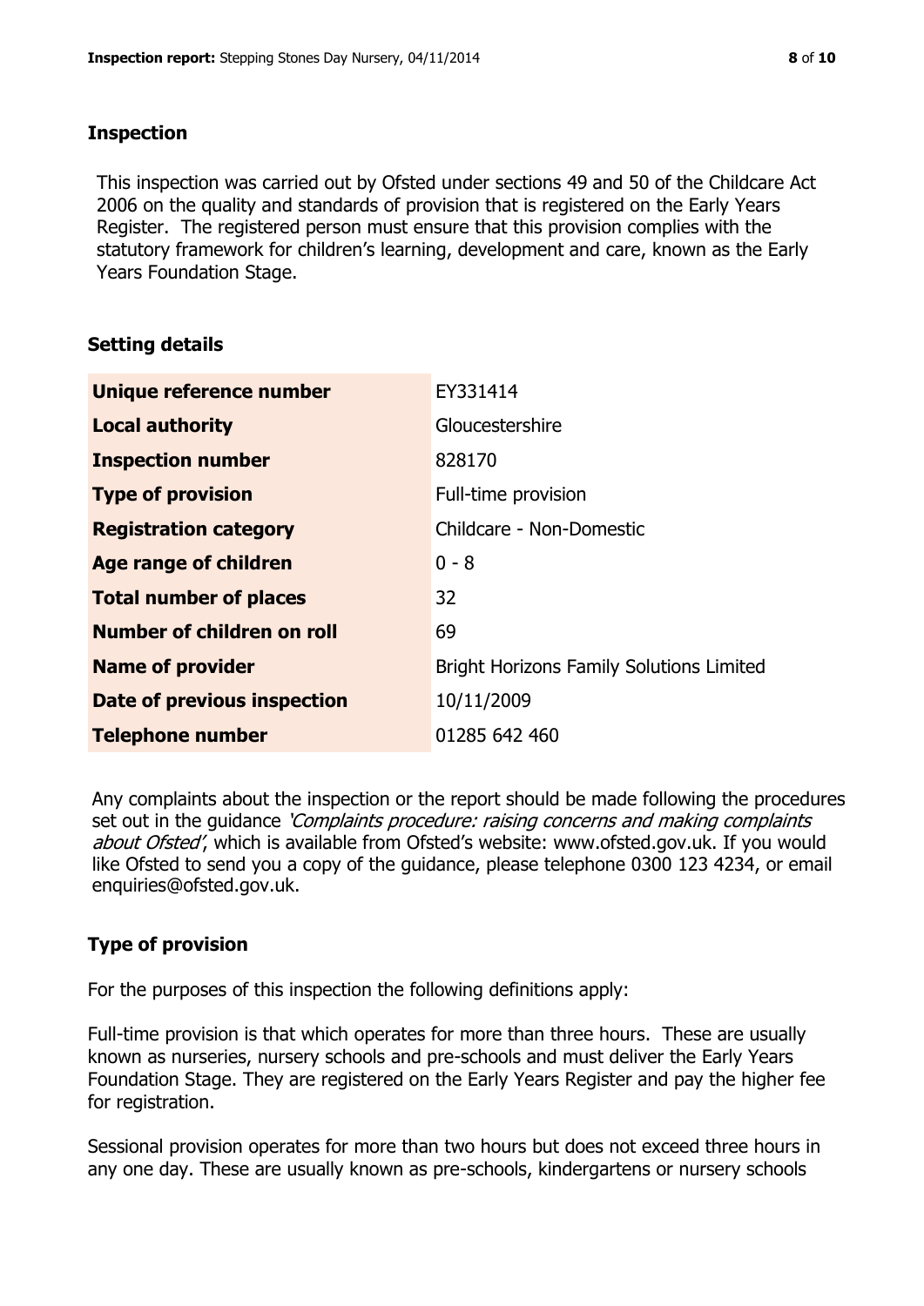## Inspection

This inspection was carried out by Ofsted under sections 49 and 50 of the Childcare Act 2006 on the quality and standards of provision that is registered on the Early Years Register. The registered person must ensure that this provision complies with the statutory framework for children's learning, development and care, known as the Early Years Foundation Stage.

## Setting details

| | |
|---|---|
| **Unique reference number** | EY331414 |
| **Local authority** | Gloucestershire |
| **Inspection number** | 828170 |
| **Type of provision** | Full-time provision |
| **Registration category** | Childcare - Non-Domestic |
| **Age range of children** | 0 - 8 |
| **Total number of places** | 32 |
| **Number of children on roll** | 69 |
| **Name of provider** | Bright Horizons Family Solutions Limited |
| **Date of previous inspection** | 10/11/2009 |
| **Telephone number** | 01285 642 460 |

Any complaints about the inspection or the report should be made following the procedures set out in the guidance *'Complaints procedure: raising concerns and making complaints about Ofsted'*, which is available from Ofsted's website: www.ofsted.gov.uk. If you would like Ofsted to send you a copy of the guidance, please telephone 0300 123 4234, or email enquiries@ofsted.gov.uk.

## Type of provision

For the purposes of this inspection the following definitions apply:

Full-time provision is that which operates for more than three hours. These are usually known as nurseries, nursery schools and pre-schools and must deliver the Early Years Foundation Stage. They are registered on the Early Years Register and pay the higher fee for registration.

Sessional provision operates for more than two hours but does not exceed three hours in any one day. These are usually known as pre-schools, kindergartens or nursery schools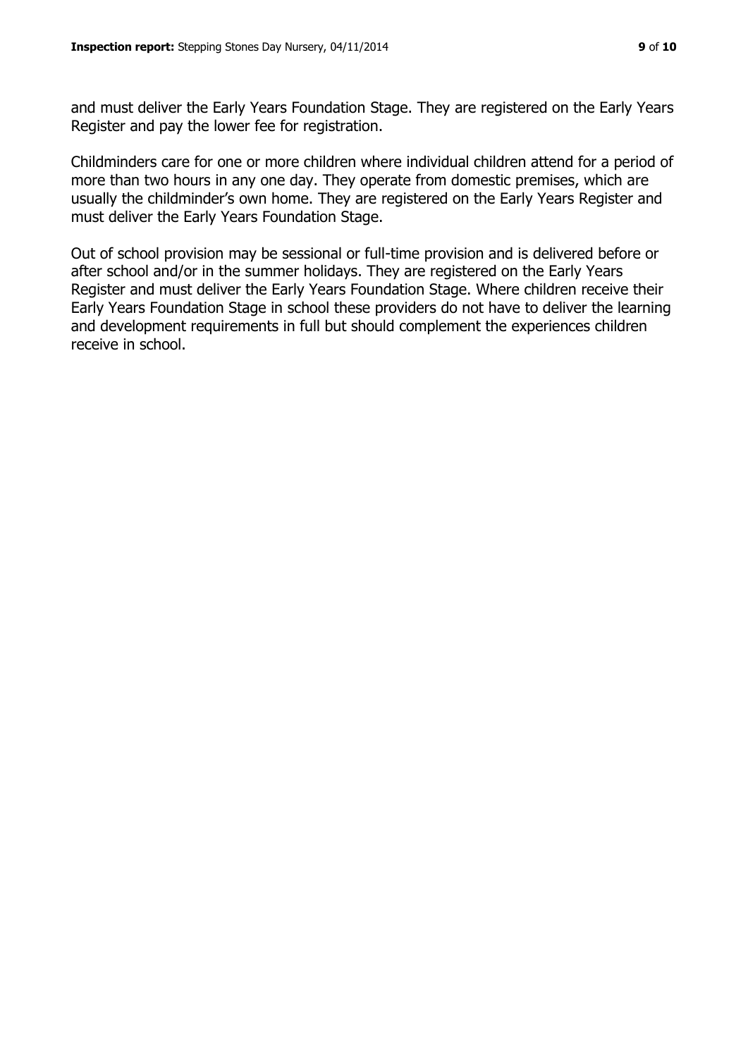and must deliver the Early Years Foundation Stage. They are registered on the Early Years Register and pay the lower fee for registration.

Childminders care for one or more children where individual children attend for a period of more than two hours in any one day. They operate from domestic premises, which are usually the childminder's own home. They are registered on the Early Years Register and must deliver the Early Years Foundation Stage.

Out of school provision may be sessional or full-time provision and is delivered before or after school and/or in the summer holidays. They are registered on the Early Years Register and must deliver the Early Years Foundation Stage. Where children receive their Early Years Foundation Stage in school these providers do not have to deliver the learning and development requirements in full but should complement the experiences children receive in school.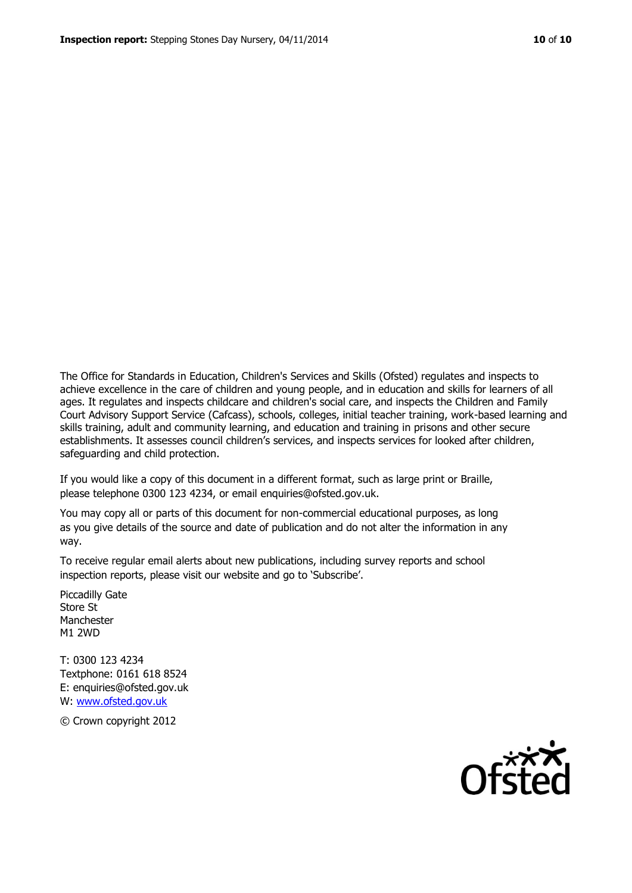The Office for Standards in Education, Children's Services and Skills (Ofsted) regulates and inspects to achieve excellence in the care of children and young people, and in education and skills for learners of all ages. It regulates and inspects childcare and children's social care, and inspects the Children and Family Court Advisory Support Service (Cafcass), schools, colleges, initial teacher training, work-based learning and skills training, adult and community learning, and education and training in prisons and other secure establishments. It assesses council children's services, and inspects services for looked after children, safeguarding and child protection.

If you would like a copy of this document in a different format, such as large print or Braille, please telephone 0300 123 4234, or email enquiries@ofsted.gov.uk.

You may copy all or parts of this document for non-commercial educational purposes, as long as you give details of the source and date of publication and do not alter the information in any way.

To receive regular email alerts about new publications, including survey reports and school inspection reports, please visit our website and go to 'Subscribe'.

Piccadilly Gate
Store St
Manchester
M1 2WD

T: 0300 123 4234
Textphone: 0161 618 8524
E: enquiries@ofsted.gov.uk
W: www.ofsted.gov.uk

© Crown copyright 2012

Ofsted